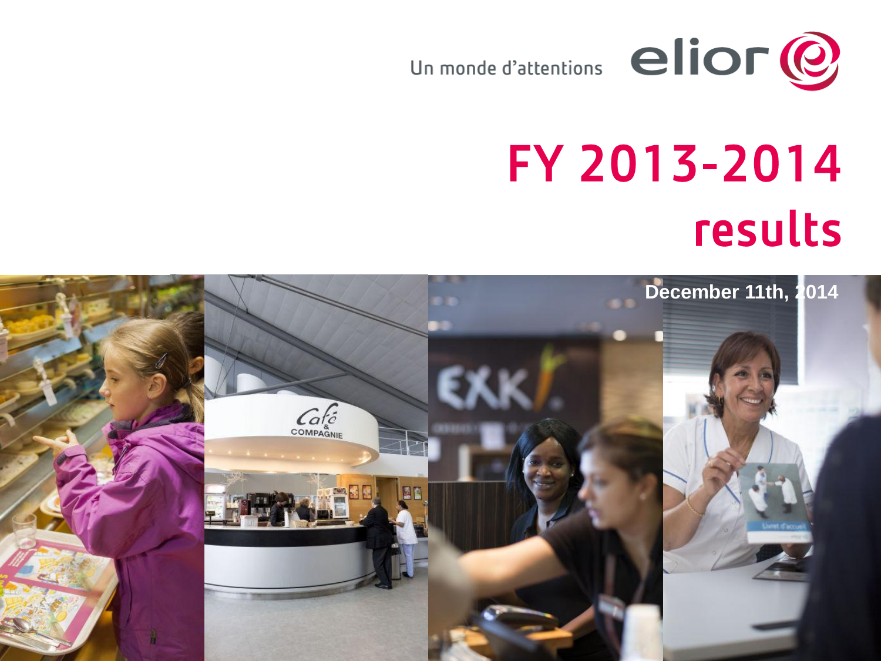Un monde d'attentions

elior

# FY 2013-2014 results

December 11th, 2014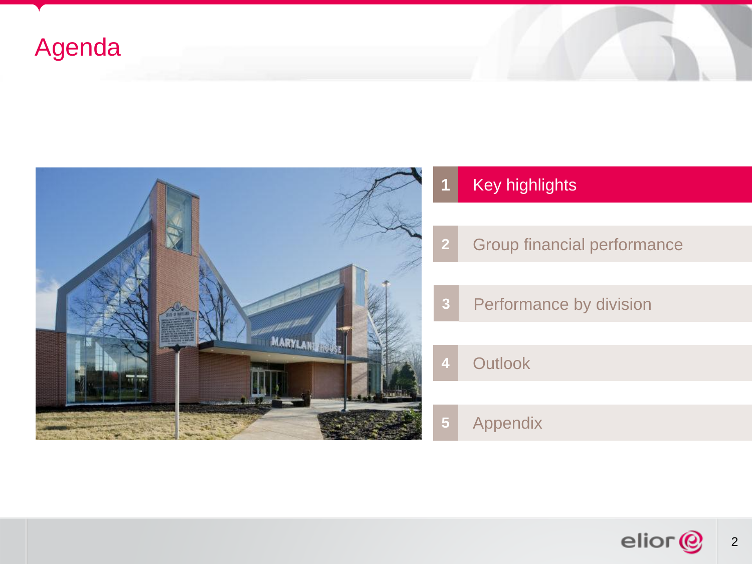# Agenda

1. Key highlights
2. Group financial performance
3. Performance by division
4. Outlook
5. Appendix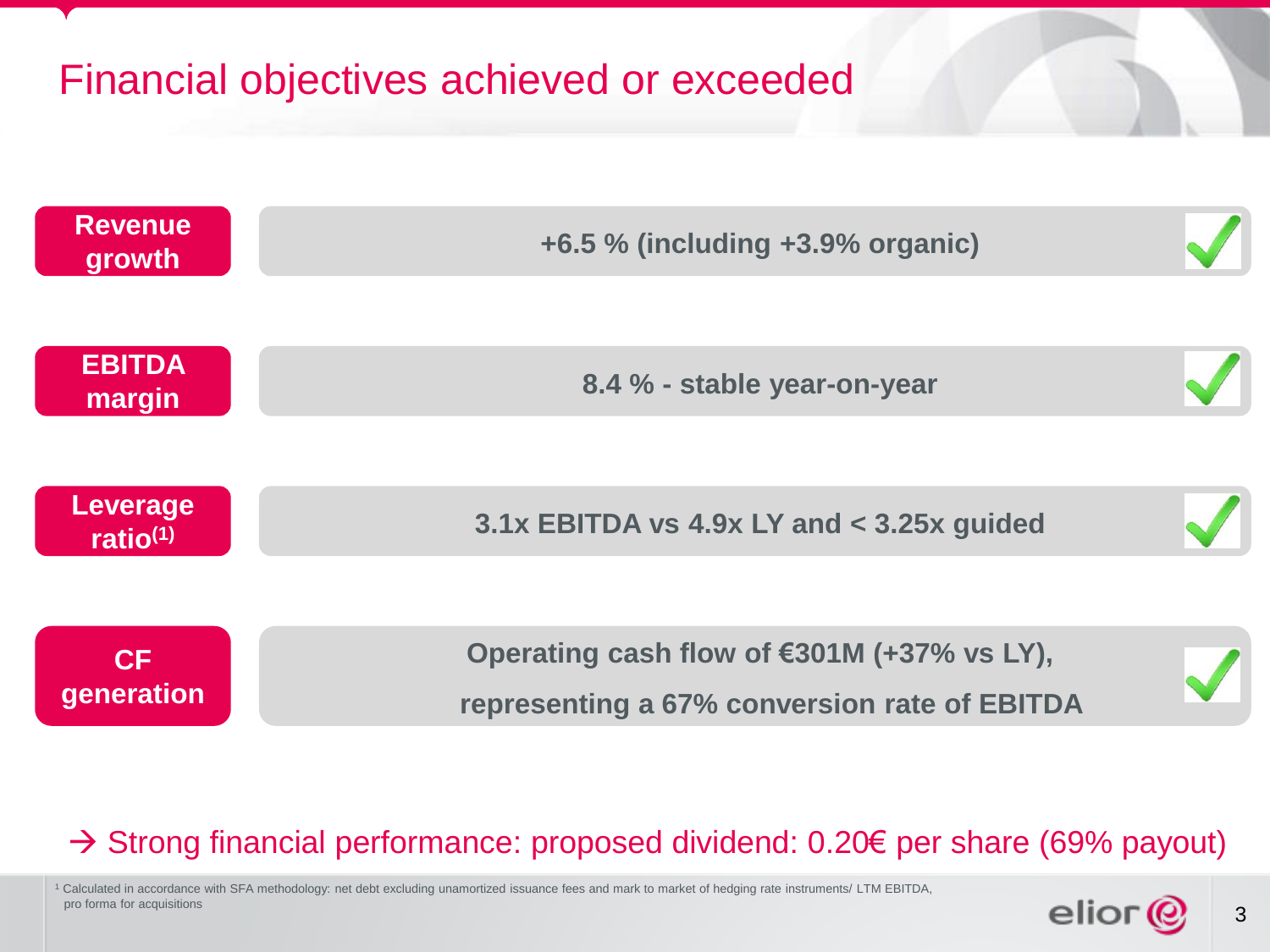# Financial objectives achieved or exceeded

| Objective | Result | |
|---|---|---|
| Revenue growth | +6.5 % (including +3.9% organic) | ✓ |
| EBITDA margin | 8.4 % - stable year-on-year | ✓ |
| Leverage ratio[1] | 3.1x EBITDA vs 4.9x LY and < 3.25x guided | ✓ |
| CF generation | Operating cash flow of €301M (+37% vs LY), representing a 67% conversion rate of EBITDA | ✓ |

→ Strong financial performance: proposed dividend: 0.20€ per share (69% payout)

[1] Calculated in accordance with SFA methodology: net debt excluding unamortized issuance fees and mark to market of hedging rate instruments/ LTM EBITDA, pro forma for acquisitions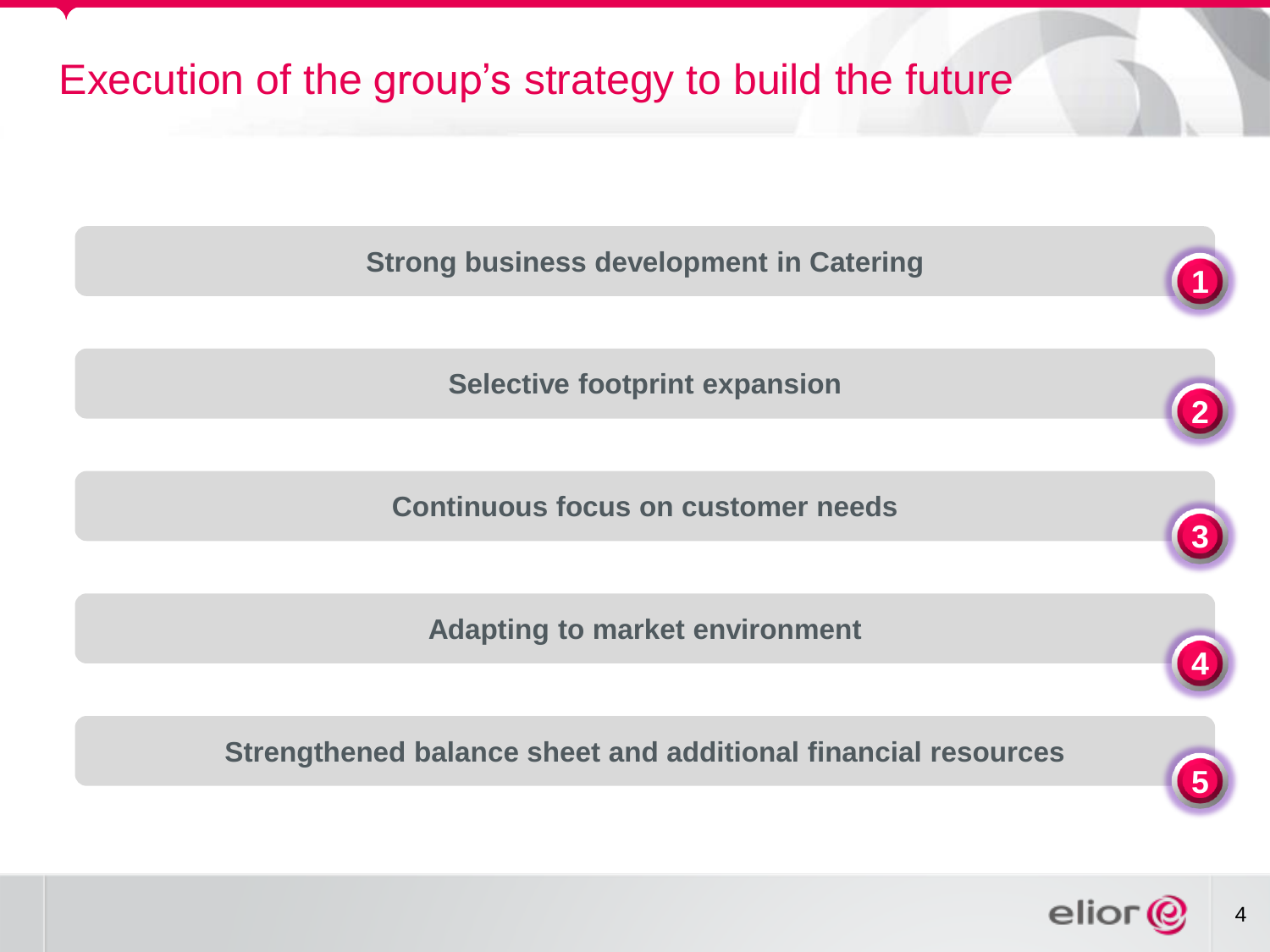# Execution of the group's strategy to build the future

1. **Strong business development in Catering**
2. **Selective footprint expansion**
3. **Continuous focus on customer needs**
4. **Adapting to market environment**
5. **Strengthened balance sheet and additional financial resources**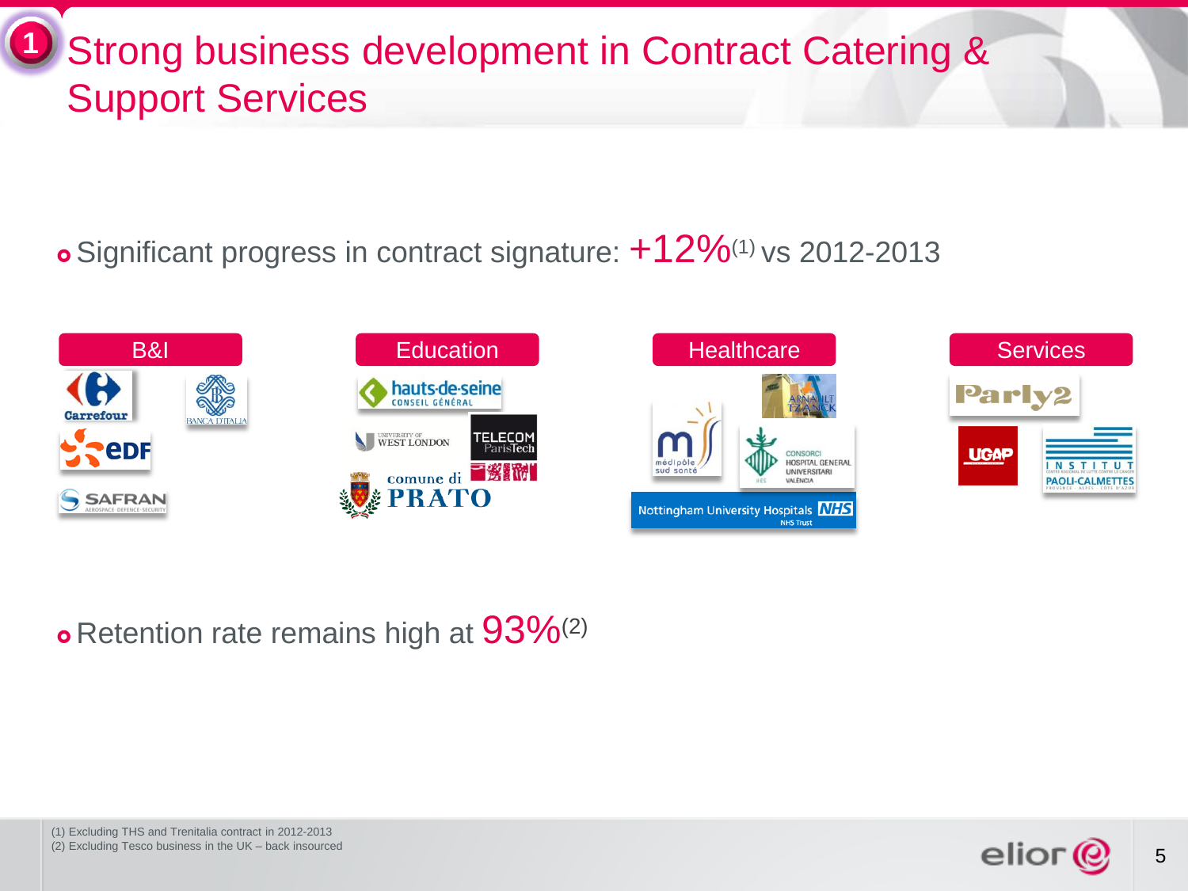# Strong business development in Contract Catering & Support Services

- Significant progress in contract signature: +12%[1] vs 2012-2013

| B&I | Education | Healthcare | Services |
| --- | --- | --- | --- |
| Carrefour | hauts-de-seine Conseil Général | Arnault Tzanck | Parly2 |
| Banca d'Italia | University of West London | médipôle sud santé | UGAP |
| EDF | Telecom ParisTech | Consorci Hospital General Universitari Valencia | Institut Paoli-Calmettes |
| Safran | comune di Prato | Nottingham University Hospitals NHS Trust | |

- Retention rate remains high at 93%[2]

(1) Excluding THS and Trenitalia contract in 2012-2013
(2) Excluding Tesco business in the UK – back insourced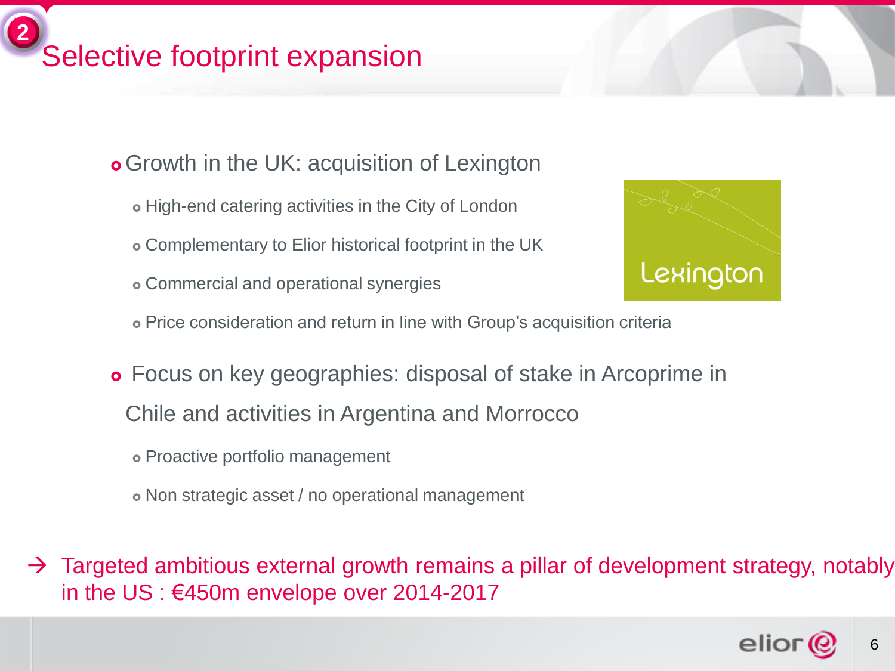# Selective footprint expansion

- Growth in the UK: acquisition of Lexington
  - High-end catering activities in the City of London
  - Complementary to Elior historical footprint in the UK
  - Commercial and operational synergies
  - Price consideration and return in line with Group's acquisition criteria

- Focus on key geographies: disposal of stake in Arcoprime in Chile and activities in Argentina and Morrocco
  - Proactive portfolio management
  - Non strategic asset / no operational management

→ Targeted ambitious external growth remains a pillar of development strategy, notably in the US : €450m envelope over 2014-2017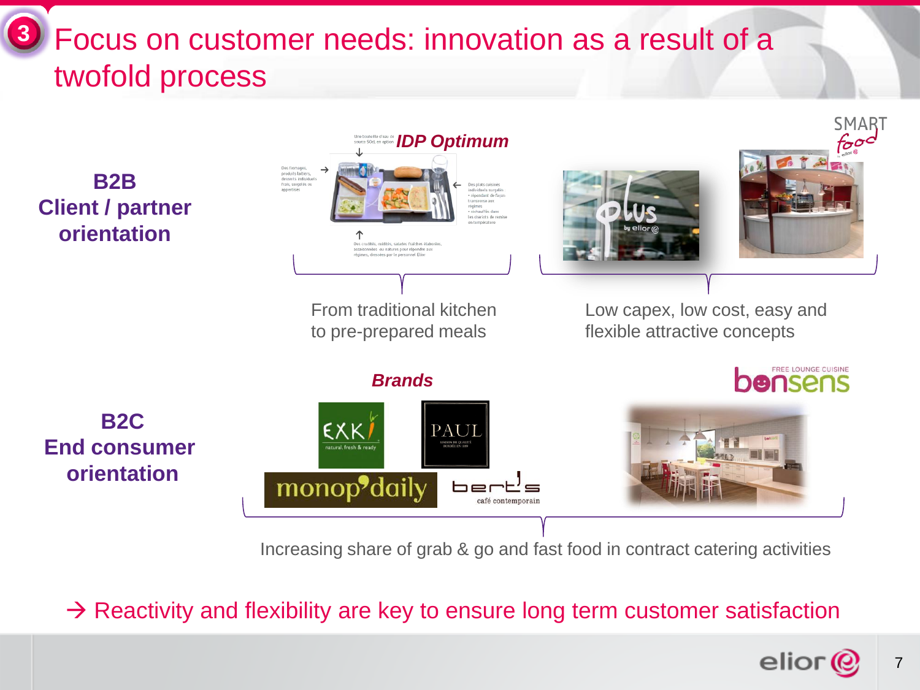# Focus on customer needs: innovation as a result of a twofold process

**B2B Client / partner orientation**

***IDP Optimum***

Une bouteille d'eau de source 50cL en option

Des fromages, produits laitiers, desserts individuels frais, surgelés ou appertisés

Des plats cuisinés individuels surgelés : • répondant de façon transverse aux régimes • réchauffés dans les chariots de remise en température

Des crudités, cuidités, salades fraîches élaborées, assaisonnées ou natures pour répondre aux régimes, dressées par le personnel Elior

From traditional kitchen to pre-prepared meals

Low capex, low cost, easy and flexible attractive concepts

**B2C End consumer orientation**

***Brands***

Increasing share of grab & go and fast food in contract catering activities

→ Reactivity and flexibility are key to ensure long term customer satisfaction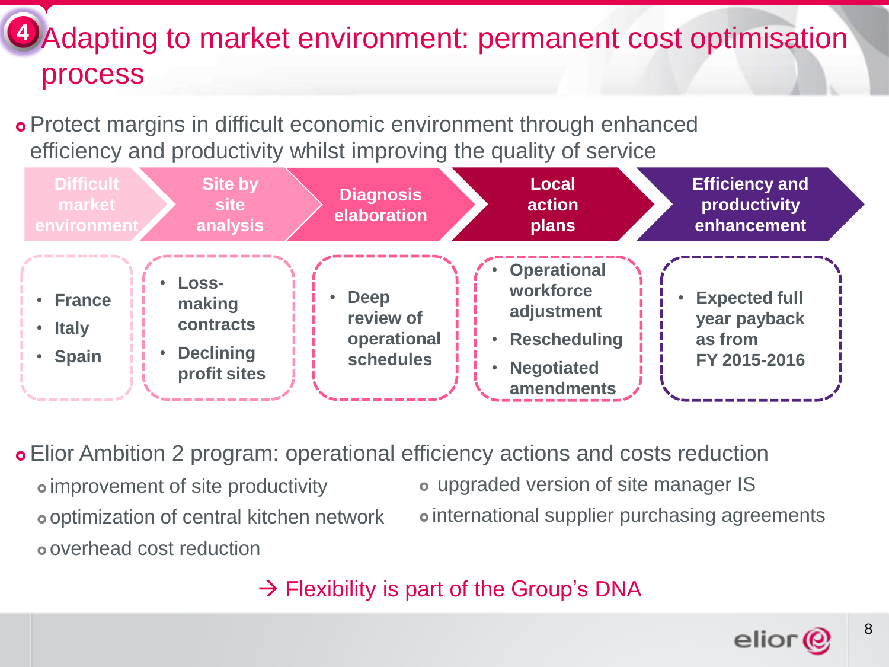# 4 Adapting to market environment: permanent cost optimisation process

- Protect margins in difficult economic environment through enhanced efficiency and productivity whilst improving the quality of service

| Difficult market environment | Site by site analysis | Diagnosis elaboration | Local action plans | Efficiency and productivity enhancement |
|---|---|---|---|---|
| • France<br>• Italy<br>• Spain | • Loss-making contracts<br>• Declining profit sites | • Deep review of operational schedules | • Operational workforce adjustment<br>• Rescheduling<br>• Negotiated amendments | • Expected full year payback as from FY 2015-2016 |

- Elior Ambition 2 program: operational efficiency actions and costs reduction
  - improvement of site productivity
  - optimization of central kitchen network
  - overhead cost reduction
  - upgraded version of site manager IS
  - international supplier purchasing agreements

→ Flexibility is part of the Group's DNA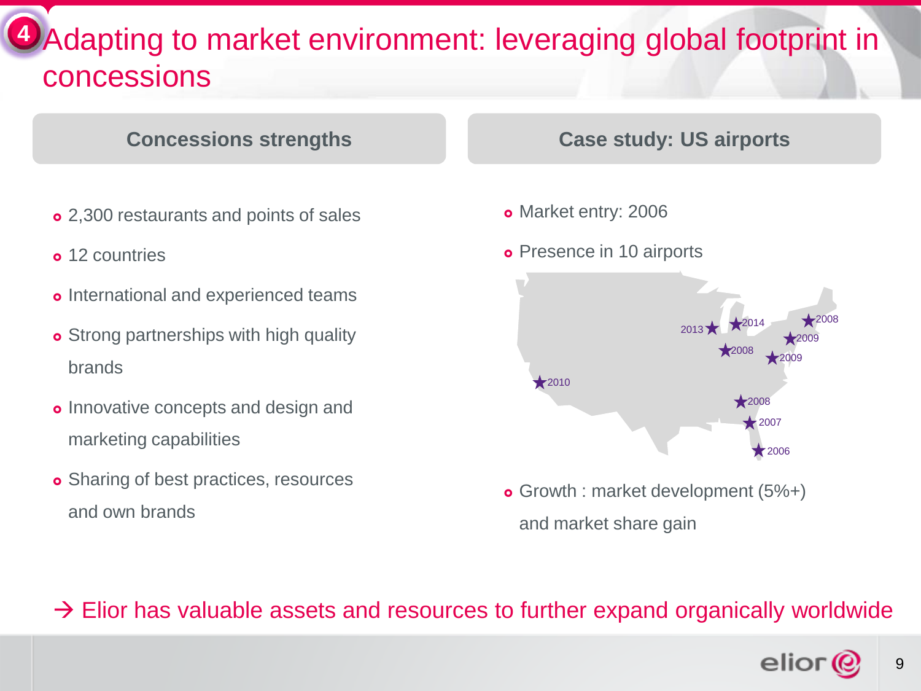# 4 Adapting to market environment: leveraging global footprint in concessions

## Concessions strengths

- 2,300 restaurants and points of sales
- 12 countries
- International and experienced teams
- Strong partnerships with high quality brands
- Innovative concepts and design and marketing capabilities
- Sharing of best practices, resources and own brands

## Case study: US airports

- Market entry: 2006
- Presence in 10 airports

2013, 2014, 2008, 2009, 2008, 2009, 2010, 2008, 2007, 2006

- Growth : market development (5%+) and market share gain

→ Elior has valuable assets and resources to further expand organically worldwide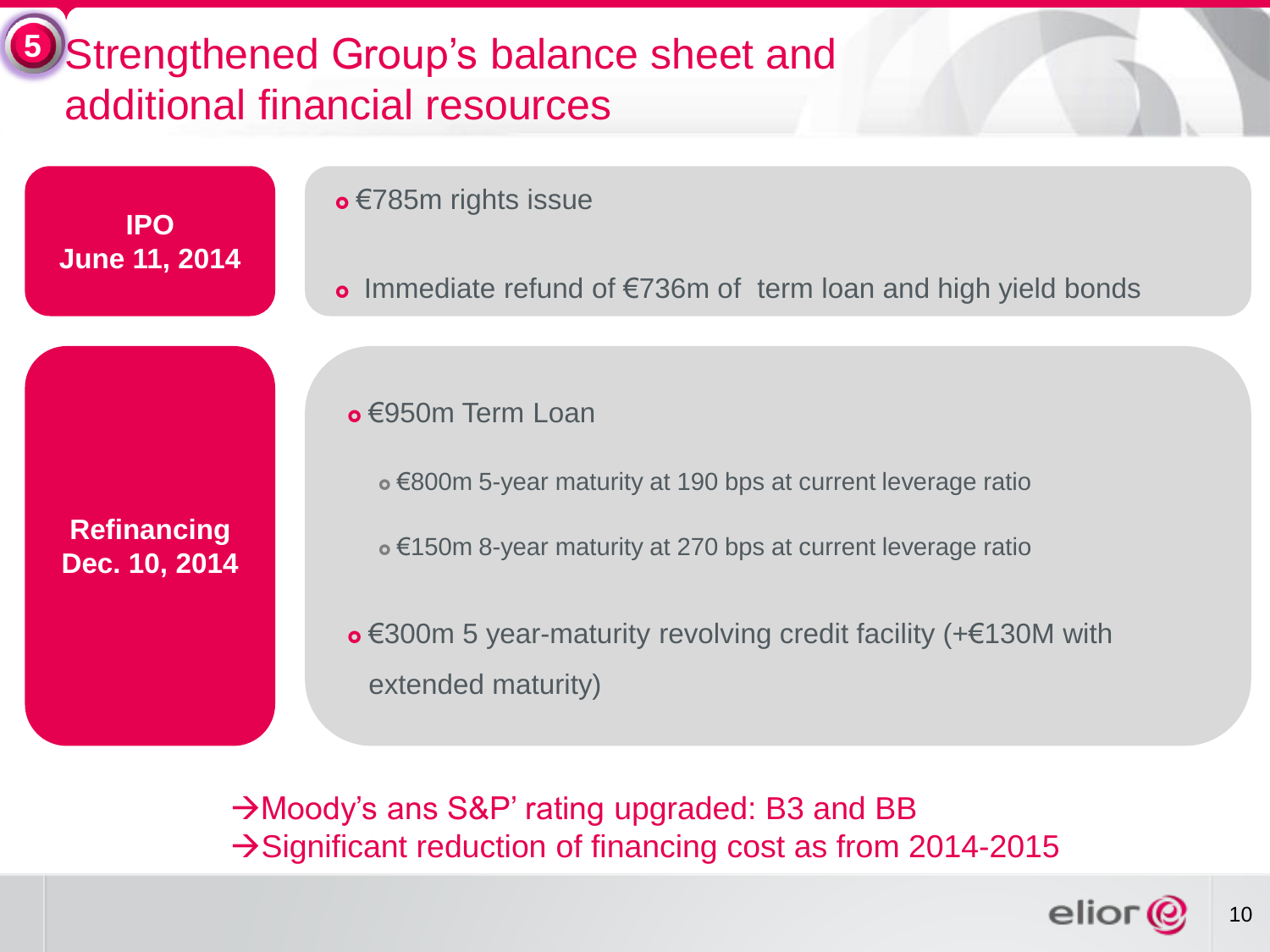# 5 Strengthened Group's balance sheet and additional financial resources

**IPO**
**June 11, 2014**

- €785m rights issue
- Immediate refund of €736m of term loan and high yield bonds

**Refinancing**
**Dec. 10, 2014**

- €950m Term Loan
  - €800m 5-year maturity at 190 bps at current leverage ratio
  - €150m 8-year maturity at 270 bps at current leverage ratio
- €300m 5 year-maturity revolving credit facility (+€130M with extended maturity)

→Moody's ans S&P' rating upgraded: B3 and BB
→Significant reduction of financing cost as from 2014-2015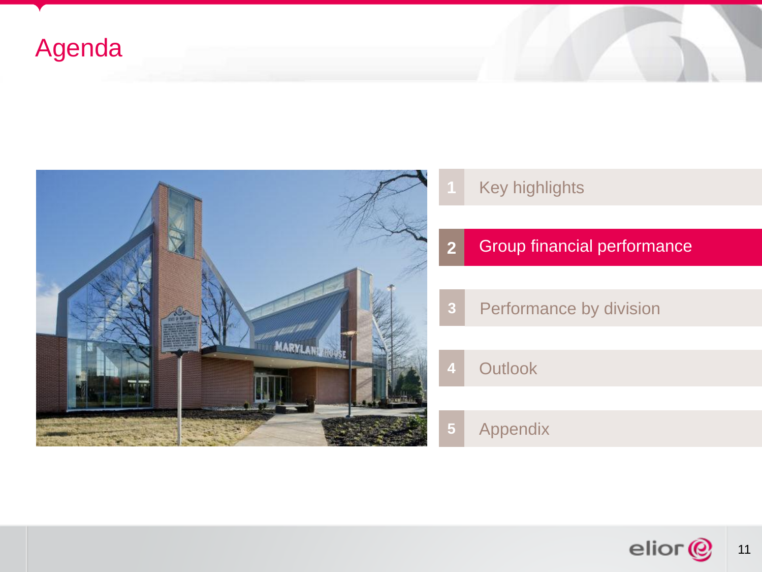# Agenda

1. Key highlights
2. **Group financial performance**
3. Performance by division
4. Outlook
5. Appendix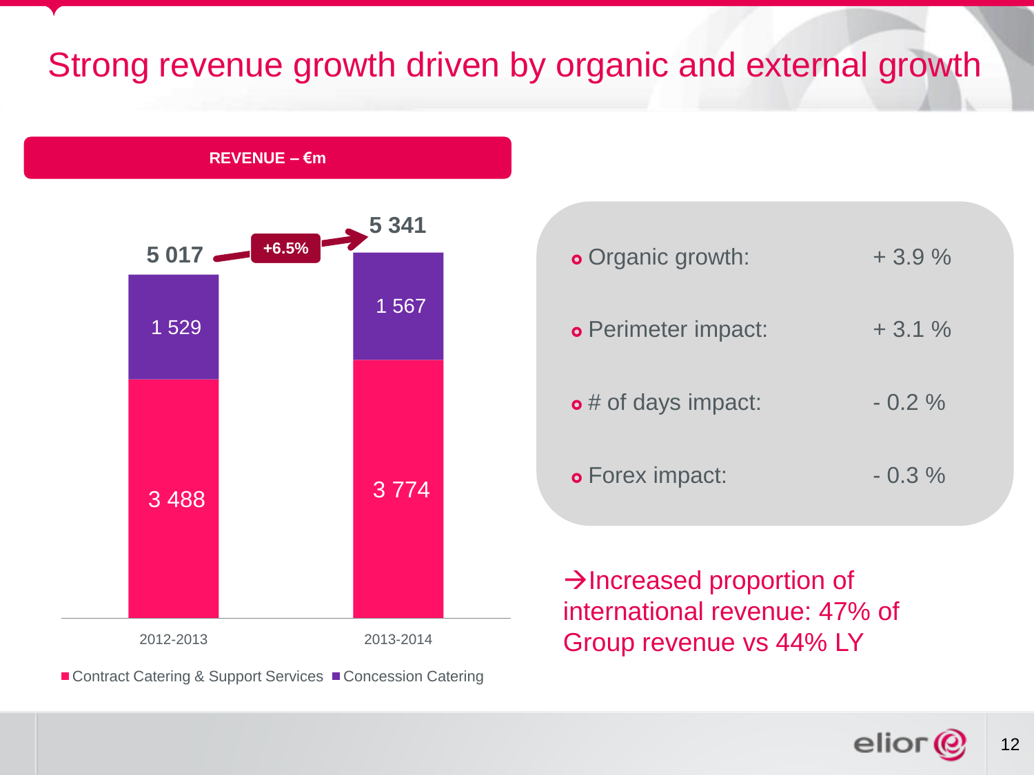# Strong revenue growth driven by organic and external growth

**REVENUE – €m**

| | 2012-2013 | 2013-2014 |
|---|---|---|
| Contract Catering & Support Services | 3 488 | 3 774 |
| Concession Catering | 1 529 | 1 567 |
| **Total** | **5 017** | **5 341** |

**+6.5%**

- Organic growth: + 3.9 %
- Perimeter impact: + 3.1 %
- # of days impact: - 0.2 %
- Forex impact: - 0.3 %

→Increased proportion of international revenue: 47% of Group revenue vs 44% LY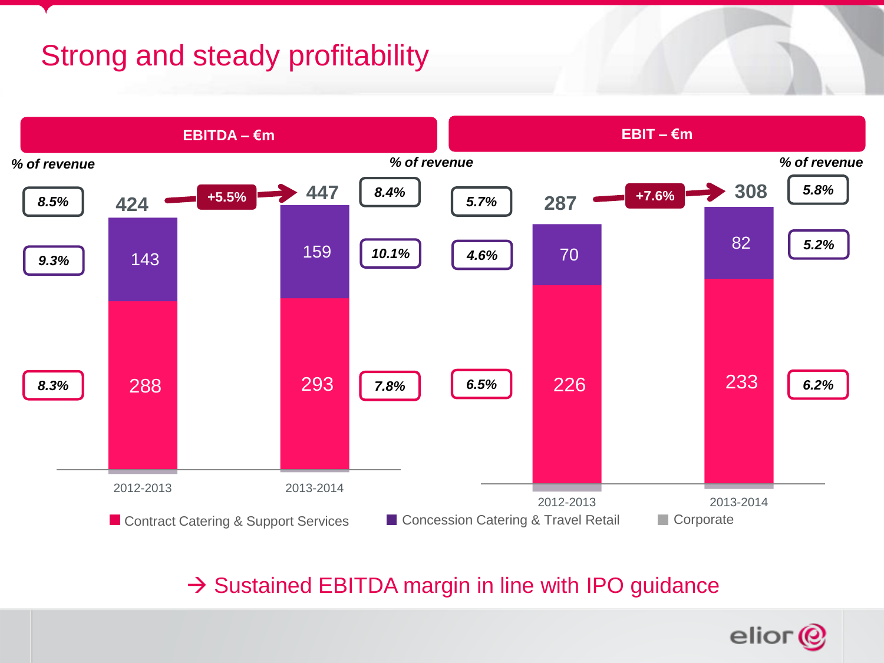# Strong and steady profitability

## EBITDA – €m

| | 2012-2013 | % of revenue | 2013-2014 | % of revenue |
|---|---|---|---|---|
| Total | 424 | 8.5% | 447 | 8.4% |
| Concession Catering & Travel Retail | 143 | 9.3% | 159 | 10.1% |
| Contract Catering & Support Services | 288 | 8.3% | 293 | 7.8% |

Growth: +5.5%

## EBIT – €m

| | 2012-2013 | % of revenue | 2013-2014 | % of revenue |
|---|---|---|---|---|
| Total | 287 | 5.7% | 308 | 5.8% |
| Concession Catering & Travel Retail | 70 | 4.6% | 82 | 5.2% |
| Contract Catering & Support Services | 226 | 6.5% | 233 | 6.2% |

Growth: +7.6%

Legend: Contract Catering & Support Services; Concession Catering & Travel Retail; Corporate

→ Sustained EBITDA margin in line with IPO guidance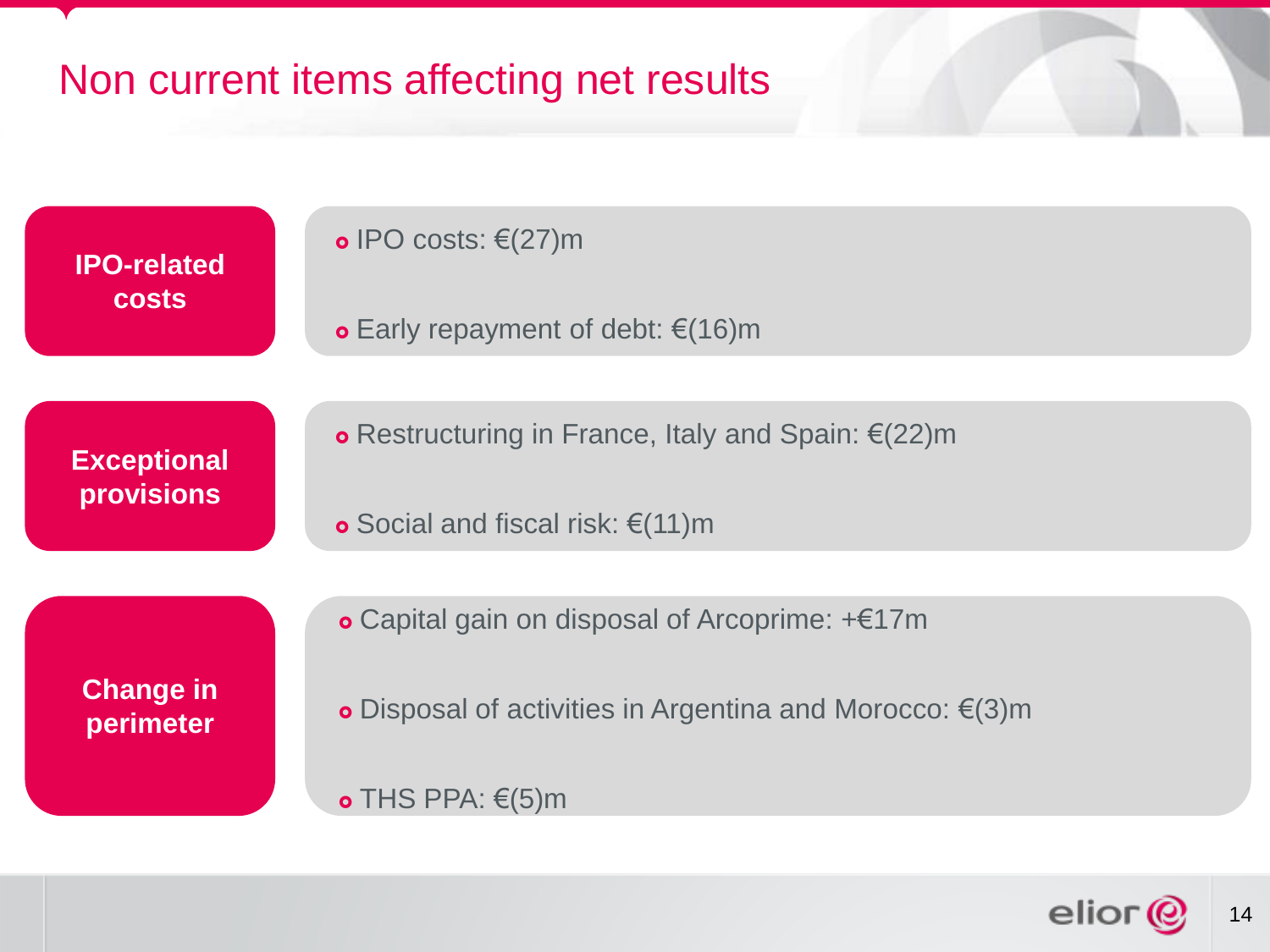# Non current items affecting net results

**IPO-related costs**

- IPO costs: €(27)m
- Early repayment of debt: €(16)m

**Exceptional provisions**

- Restructuring in France, Italy and Spain: €(22)m
- Social and fiscal risk: €(11)m

**Change in perimeter**

- Capital gain on disposal of Arcoprime: +€17m
- Disposal of activities in Argentina and Morocco: €(3)m
- THS PPA: €(5)m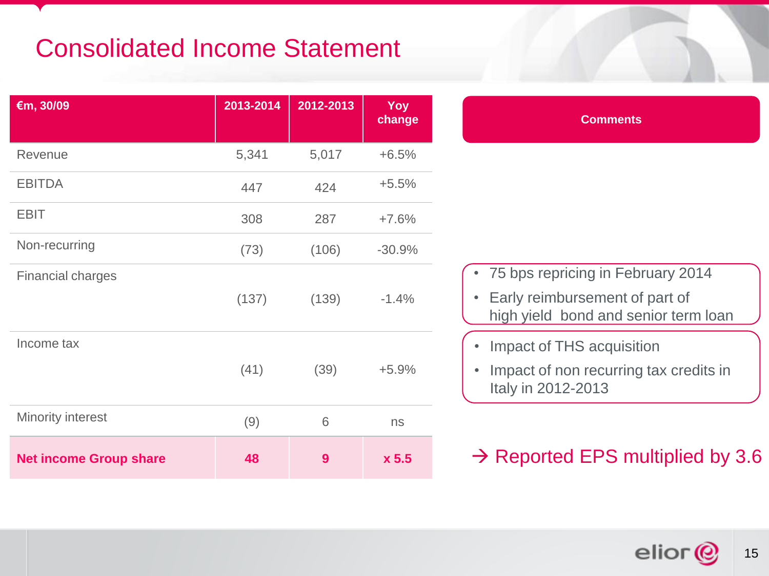# Consolidated Income Statement

| €m, 30/09 | 2013-2014 | 2012-2013 | Yoy change |
|---|---|---|---|
| Revenue | 5,341 | 5,017 | +6.5% |
| EBITDA | 447 | 424 | +5.5% |
| EBIT | 308 | 287 | +7.6% |
| Non-recurring | (73) | (106) | -30.9% |
| Financial charges | (137) | (139) | -1.4% |
| Income tax | (41) | (39) | +5.9% |
| Minority interest | (9) | 6 | ns |
| **Net income Group share** | **48** | **9** | **x 5.5** |

**Comments**

- 75 bps repricing in February 2014
- Early reimbursement of part of high yield bond and senior term loan

- Impact of THS acquisition
- Impact of non recurring tax credits in Italy in 2012-2013

→ Reported EPS multiplied by 3.6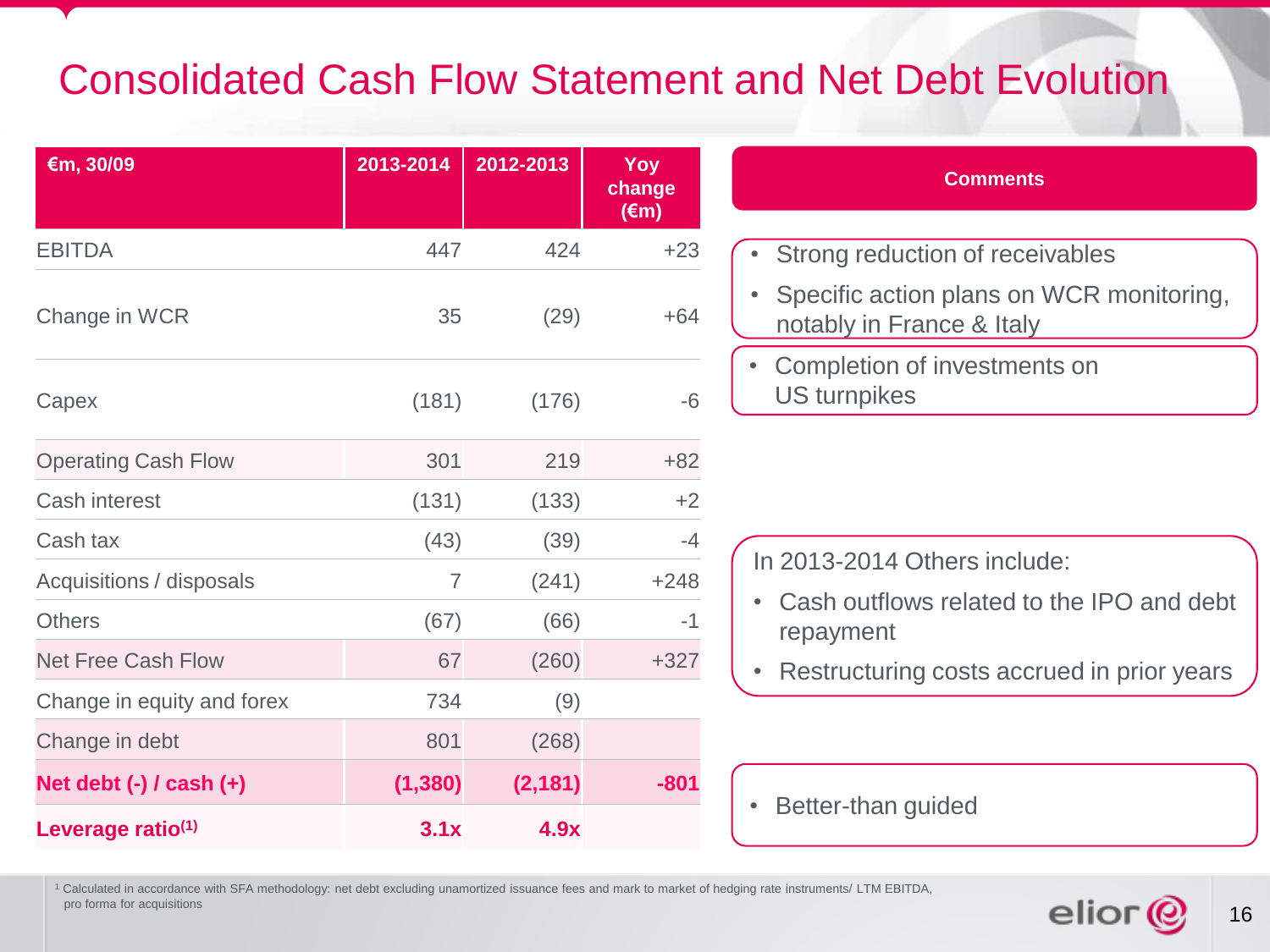# Consolidated Cash Flow Statement and Net Debt Evolution

| €m, 30/09 | 2013-2014 | 2012-2013 | Yoy change (€m) |
|---|---|---|---|
| EBITDA | 447 | 424 | +23 |
| Change in WCR | 35 | (29) | +64 |
| Capex | (181) | (176) | -6 |
| Operating Cash Flow | 301 | 219 | +82 |
| Cash interest | (131) | (133) | +2 |
| Cash tax | (43) | (39) | -4 |
| Acquisitions / disposals | 7 | (241) | +248 |
| Others | (67) | (66) | -1 |
| Net Free Cash Flow | 67 | (260) | +327 |
| Change in equity and forex | 734 | (9) | |
| Change in debt | 801 | (268) | |
| **Net debt (-) / cash (+)** | **(1,380)** | **(2,181)** | **-801** |
| **Leverage ratio[1]** | **3.1x** | **4.9x** | |

**Comments**

- Strong reduction of receivables
- Specific action plans on WCR monitoring, notably in France & Italy

- Completion of investments on US turnpikes

In 2013-2014 Others include:

- Cash outflows related to the IPO and debt repayment
- Restructuring costs accrued in prior years

- Better-than guided

[1] Calculated in accordance with SFA methodology: net debt excluding unamortized issuance fees and mark to market of hedging rate instruments/ LTM EBITDA, pro forma for acquisitions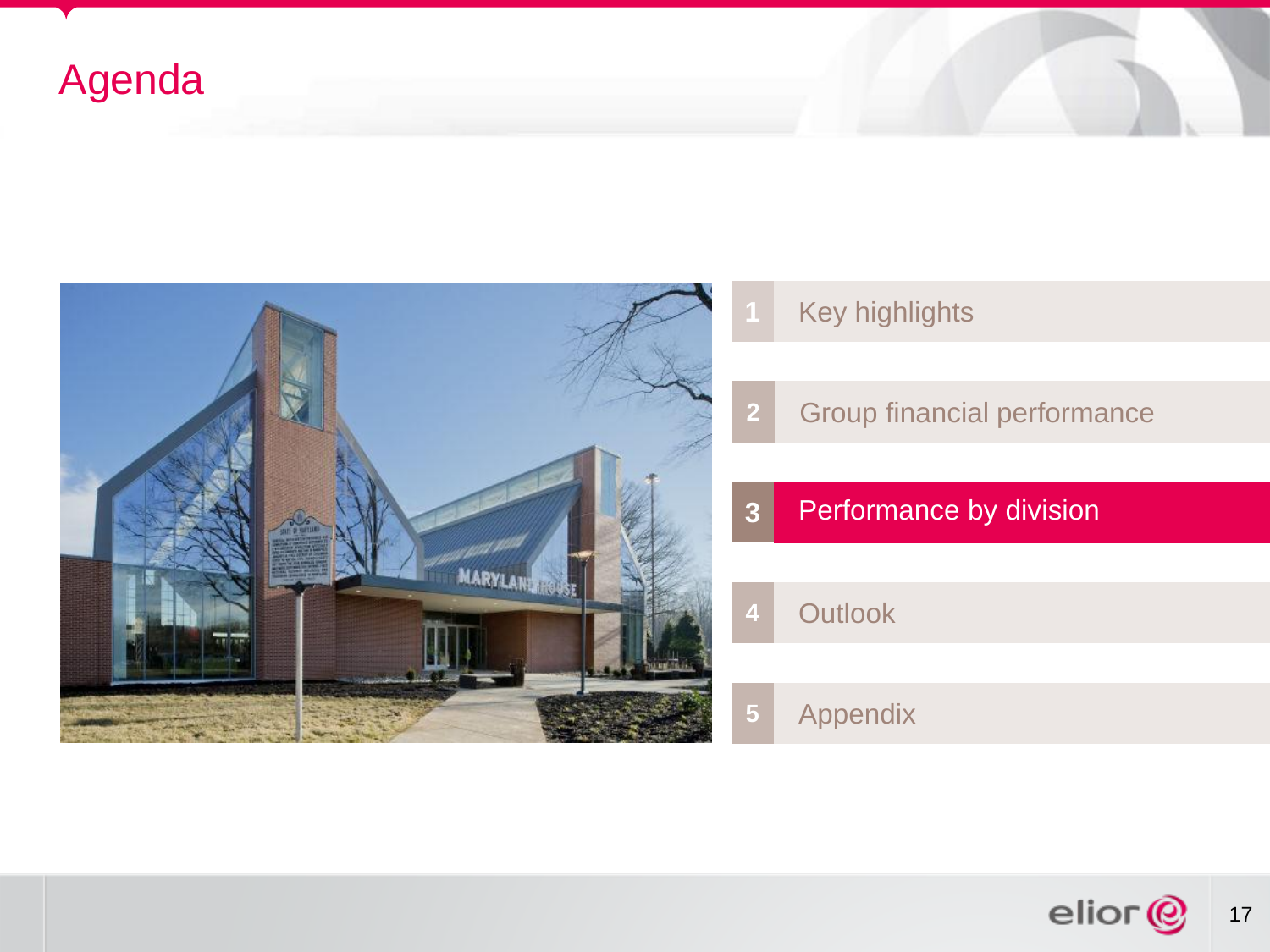# Agenda

1. Key highlights
2. Group financial performance
3. **Performance by division**
4. Outlook
5. Appendix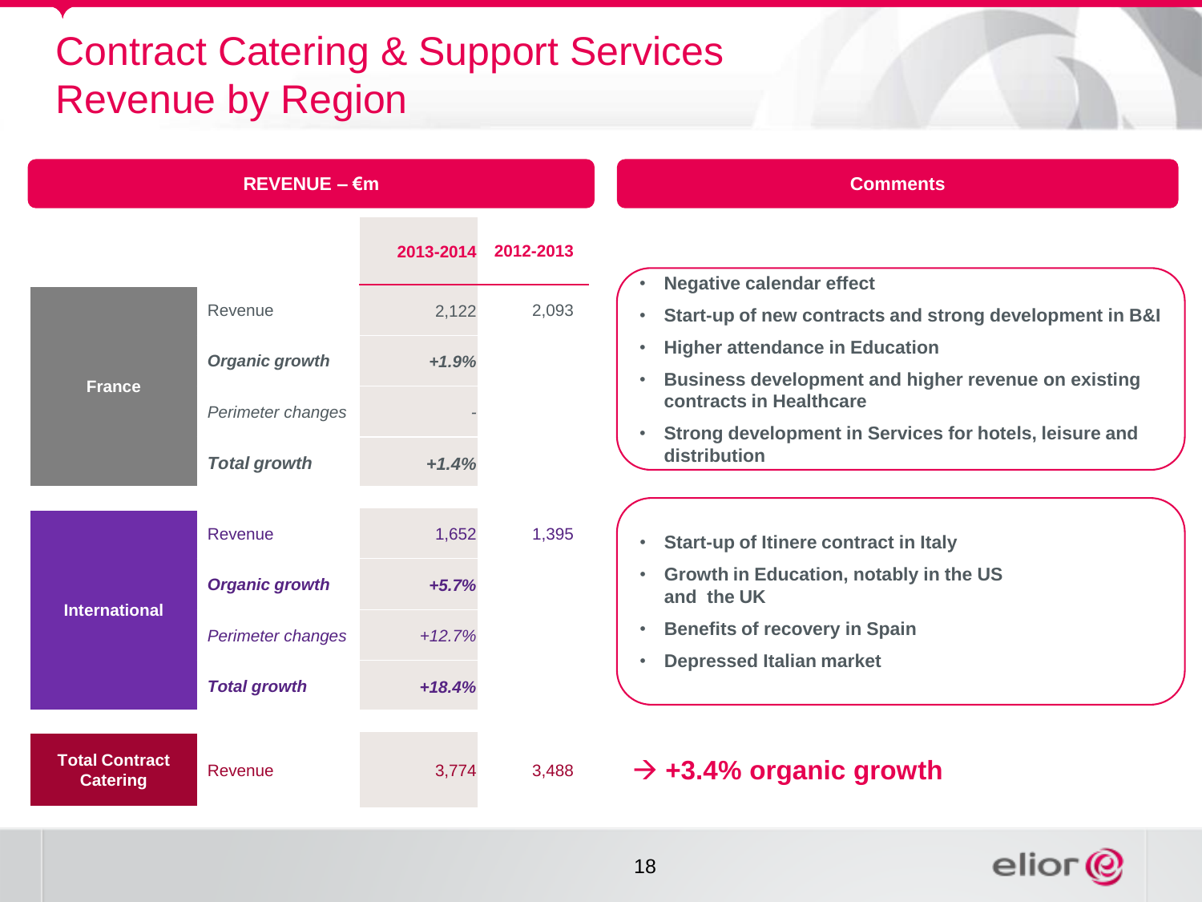# Contract Catering & Support Services Revenue by Region

## REVENUE – €m

| | | 2013-2014 | 2012-2013 |
|---|---|---|---|
| France | Revenue | 2,122 | 2,093 |
| | ***Organic growth*** | ***+1.9%*** | |
| | *Perimeter changes* | - | |
| | ***Total growth*** | ***+1.4%*** | |
| International | Revenue | 1,652 | 1,395 |
| | ***Organic growth*** | ***+5.7%*** | |
| | *Perimeter changes* | *+12.7%* | |
| | ***Total growth*** | ***+18.4%*** | |
| Total Contract Catering | Revenue | 3,774 | 3,488 |

## Comments

**France**

- Negative calendar effect
- Start-up of new contracts and strong development in B&I
- Higher attendance in Education
- Business development and higher revenue on existing contracts in Healthcare
- Strong development in Services for hotels, leisure and distribution

**International**

- Start-up of Itinere contract in Italy
- Growth in Education, notably in the US and the UK
- Benefits of recovery in Spain
- Depressed Italian market

→ **+3.4% organic growth**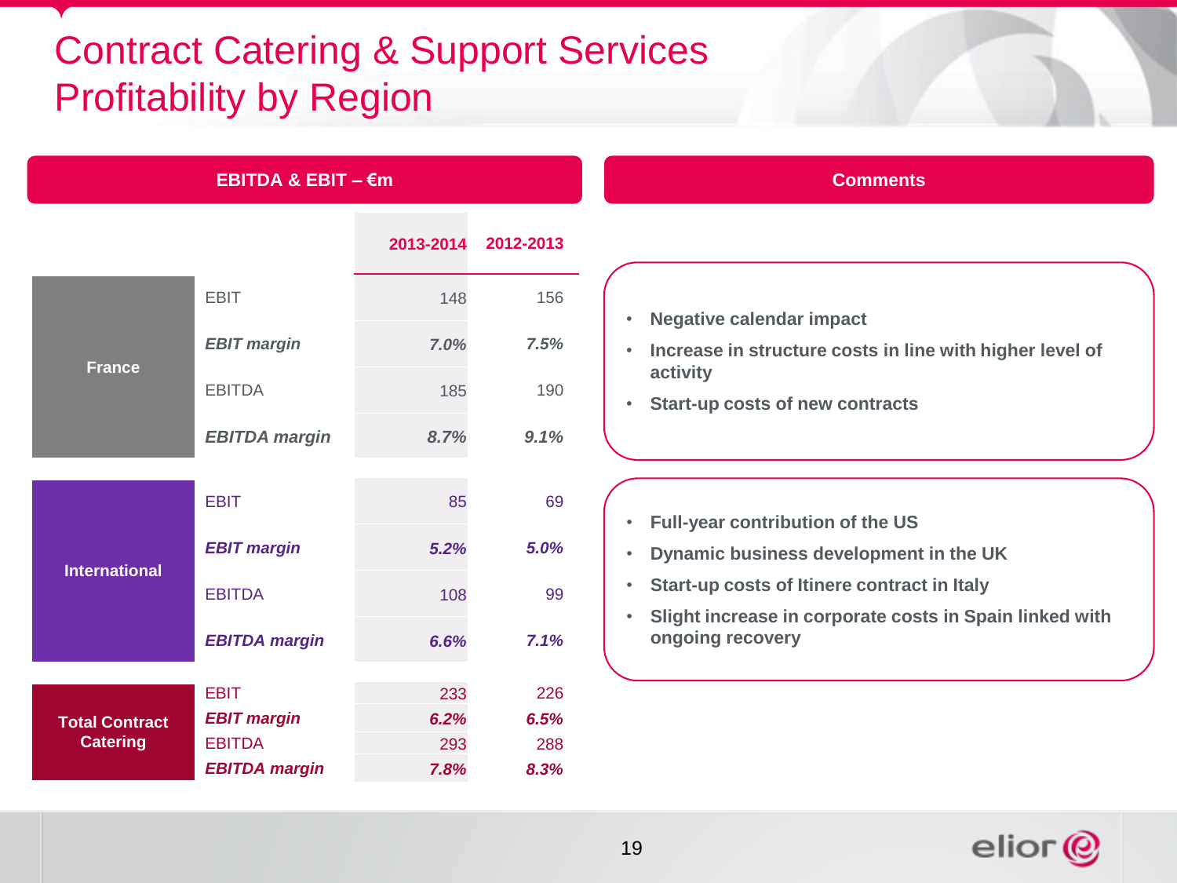# Contract Catering & Support Services Profitability by Region

## EBITDA & EBIT – €m

| | | 2013-2014 | 2012-2013 |
|---|---|---|---|
| France | EBIT | 148 | 156 |
| | *EBIT margin* | *7.0%* | *7.5%* |
| | EBITDA | 185 | 190 |
| | *EBITDA margin* | *8.7%* | *9.1%* |
| International | EBIT | 85 | 69 |
| | *EBIT margin* | *5.2%* | *5.0%* |
| | EBITDA | 108 | 99 |
| | *EBITDA margin* | *6.6%* | *7.1%* |
| Total Contract Catering | EBIT | 233 | 226 |
| | *EBIT margin* | *6.2%* | *6.5%* |
| | EBITDA | 293 | 288 |
| | *EBITDA margin* | *7.8%* | *8.3%* |

## Comments

**France**

- **Negative calendar impact**
- **Increase in structure costs in line with higher level of activity**
- **Start-up costs of new contracts**

**International**

- **Full-year contribution of the US**
- **Dynamic business development in the UK**
- **Start-up costs of Itinere contract in Italy**
- **Slight increase in corporate costs in Spain linked with ongoing recovery**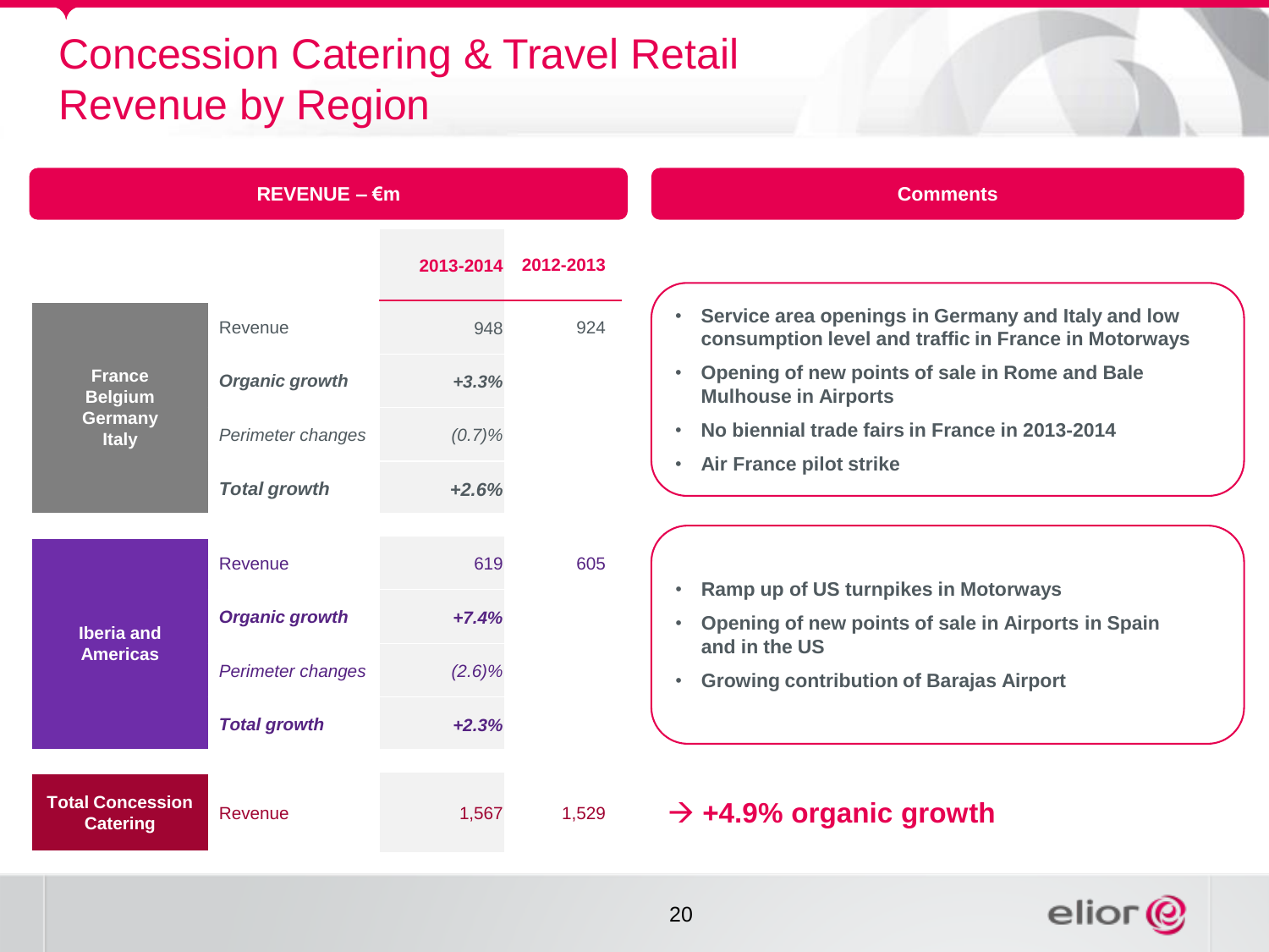# Concession Catering & Travel Retail Revenue by Region

**REVENUE – €m**

| | | 2013-2014 | 2012-2013 |
|---|---|---|---|
| **France Belgium Germany Italy** | Revenue | 948 | 924 |
| | ***Organic growth*** | ***+3.3%*** | |
| | *Perimeter changes* | *(0.7)%* | |
| | ***Total growth*** | ***+2.6%*** | |
| **Iberia and Americas** | Revenue | 619 | 605 |
| | ***Organic growth*** | ***+7.4%*** | |
| | *Perimeter changes* | *(2.6)%* | |
| | ***Total growth*** | ***+2.3%*** | |
| **Total Concession Catering** | Revenue | 1,567 | 1,529 |

**Comments**

France Belgium Germany Italy:

- Service area openings in Germany and Italy and low consumption level and traffic in France in Motorways
- Opening of new points of sale in Rome and Bale Mulhouse in Airports
- No biennial trade fairs in France in 2013-2014
- Air France pilot strike

Iberia and Americas:

- Ramp up of US turnpikes in Motorways
- Opening of new points of sale in Airports in Spain and in the US
- Growing contribution of Barajas Airport

Total Concession Catering:

**→ +4.9% organic growth**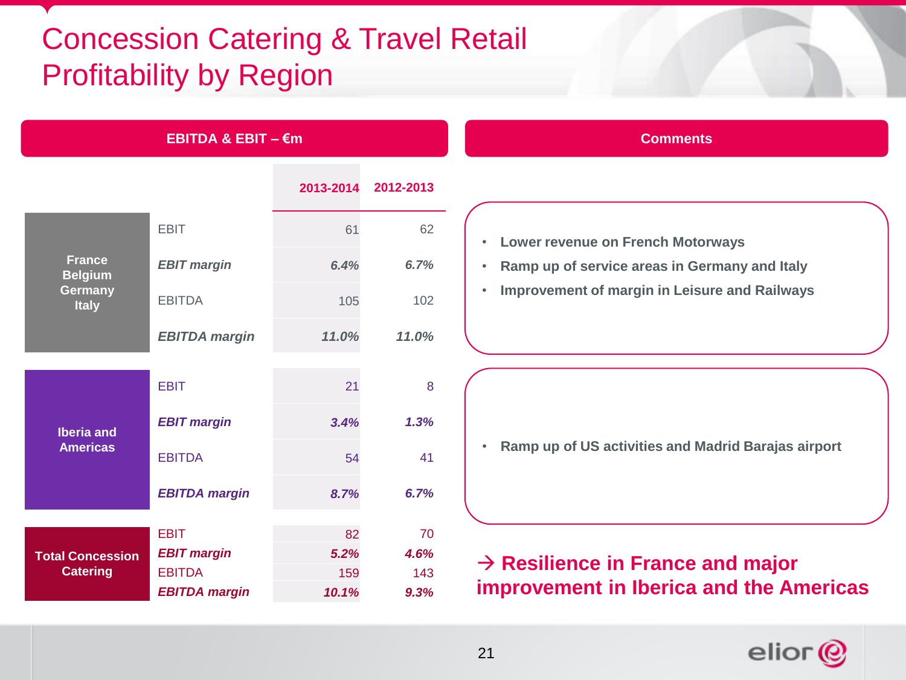# Concession Catering & Travel Retail Profitability by Region

**EBITDA & EBIT – €m**

| Region | | 2013-2014 | 2012-2013 |
|---|---|---|---|
| France Belgium Germany Italy | EBIT | 61 | 62 |
| | *EBIT margin* | *6.4%* | *6.7%* |
| | EBITDA | 105 | 102 |
| | *EBITDA margin* | *11.0%* | *11.0%* |
| Iberia and Americas | EBIT | 21 | 8 |
| | *EBIT margin* | *3.4%* | *1.3%* |
| | EBITDA | 54 | 41 |
| | *EBITDA margin* | *8.7%* | *6.7%* |
| Total Concession Catering | EBIT | 82 | 70 |
| | *EBIT margin* | *5.2%* | *4.6%* |
| | EBITDA | 159 | 143 |
| | *EBITDA margin* | *10.1%* | *9.3%* |

**Comments**

France Belgium Germany Italy:

- Lower revenue on French Motorways
- Ramp up of service areas in Germany and Italy
- Improvement of margin in Leisure and Railways

Iberia and Americas:

- Ramp up of US activities and Madrid Barajas airport

**→ Resilience in France and major improvement in Iberica and the Americas**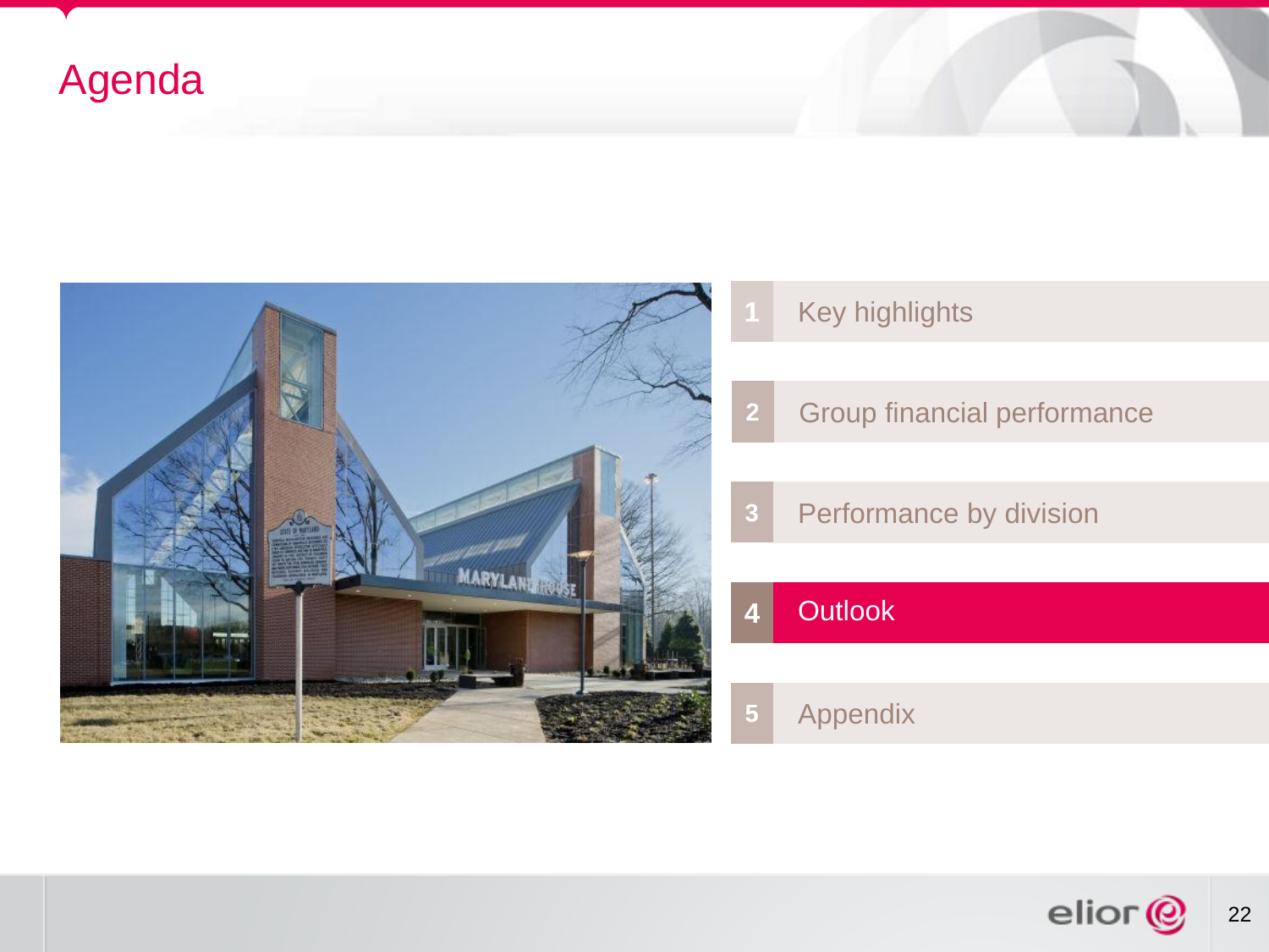# Agenda

1. Key highlights
2. Group financial performance
3. Performance by division
4. **Outlook**
5. Appendix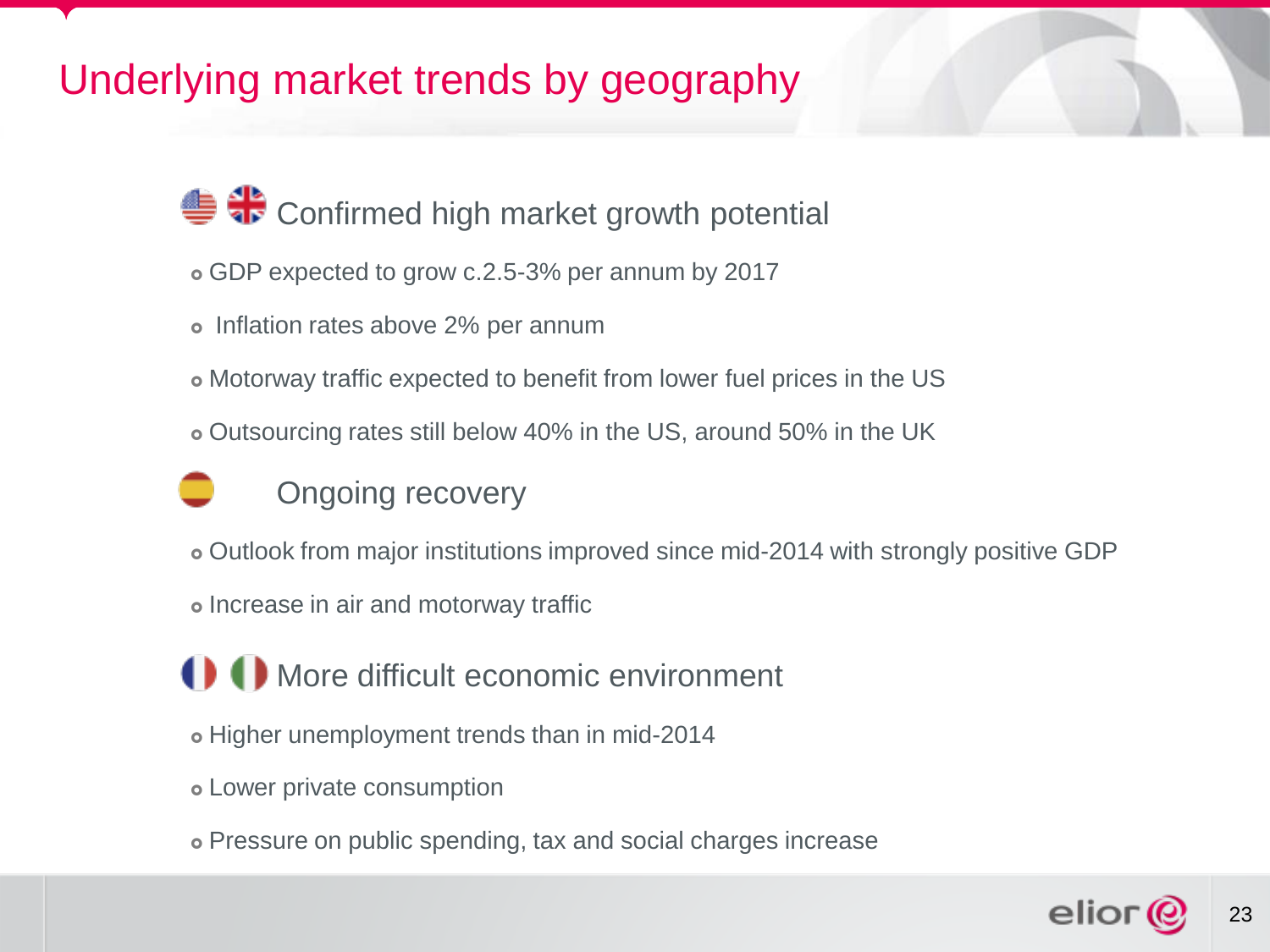# Underlying market trends by geography

## Confirmed high market growth potential

- GDP expected to grow c.2.5-3% per annum by 2017
- Inflation rates above 2% per annum
- Motorway traffic expected to benefit from lower fuel prices in the US
- Outsourcing rates still below 40% in the US, around 50% in the UK

## Ongoing recovery

- Outlook from major institutions improved since mid-2014 with strongly positive GDP
- Increase in air and motorway traffic

## More difficult economic environment

- Higher unemployment trends than in mid-2014
- Lower private consumption
- Pressure on public spending, tax and social charges increase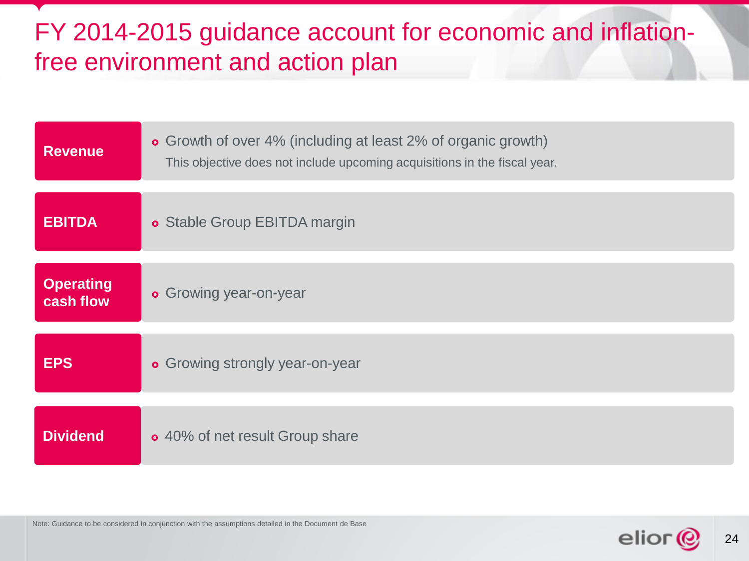# FY 2014-2015 guidance account for economic and inflation-free environment and action plan

| | |
|---|---|
| **Revenue** | Growth of over 4% (including at least 2% of organic growth)<br>This objective does not include upcoming acquisitions in the fiscal year. |
| **EBITDA** | Stable Group EBITDA margin |
| **Operating cash flow** | Growing year-on-year |
| **EPS** | Growing strongly year-on-year |
| **Dividend** | 40% of net result Group share |

Note: Guidance to be considered in conjunction with the assumptions detailed in the Document de Base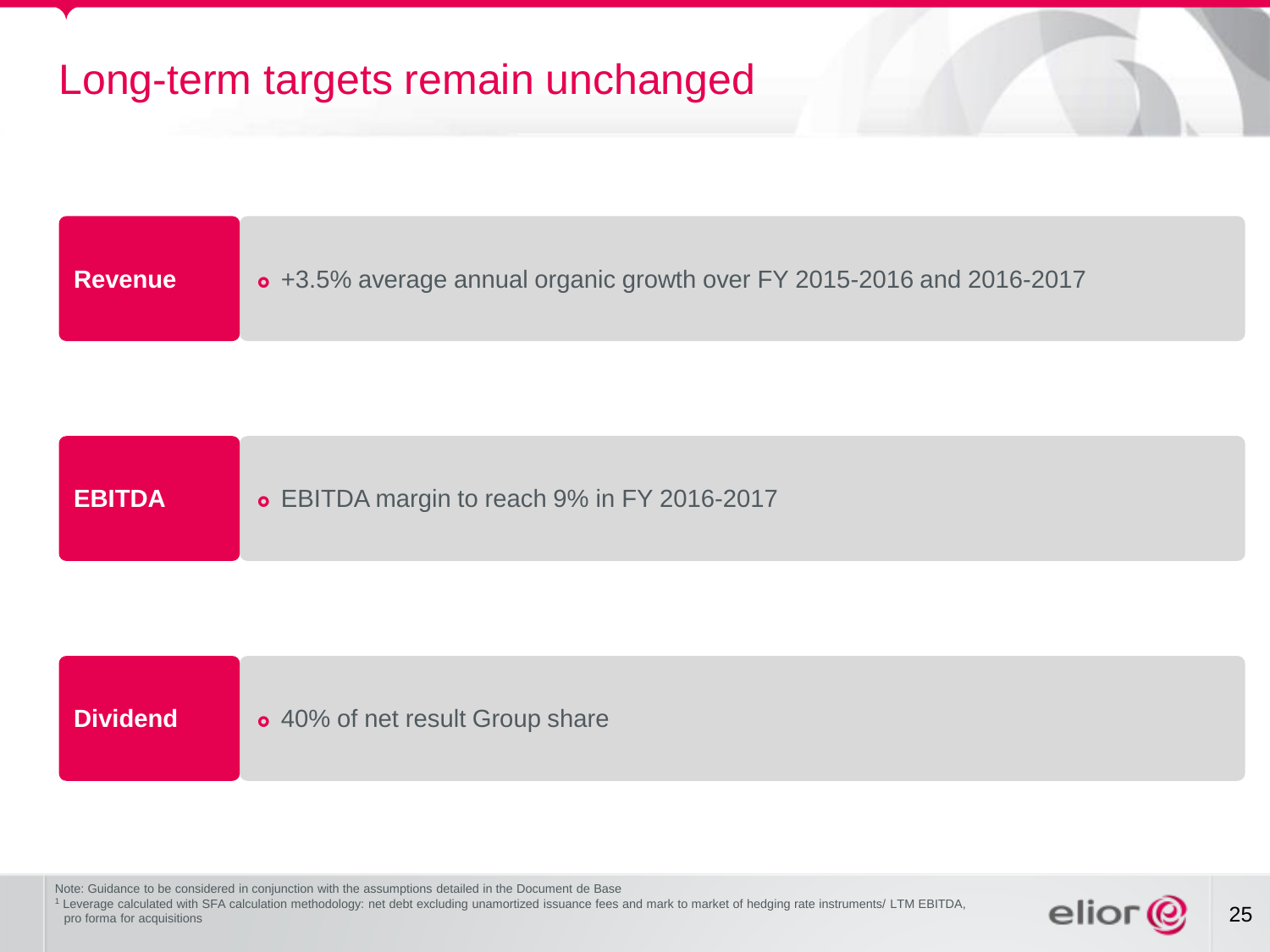# Long-term targets remain unchanged

| | |
|---|---|
| **Revenue** | +3.5% average annual organic growth over FY 2015-2016 and 2016-2017 |
| **EBITDA** | EBITDA margin to reach 9% in FY 2016-2017 |
| **Dividend** | 40% of net result Group share |

Note: Guidance to be considered in conjunction with the assumptions detailed in the Document de Base

[1] Leverage calculated with SFA calculation methodology: net debt excluding unamortized issuance fees and mark to market of hedging rate instruments/ LTM EBITDA, pro forma for acquisitions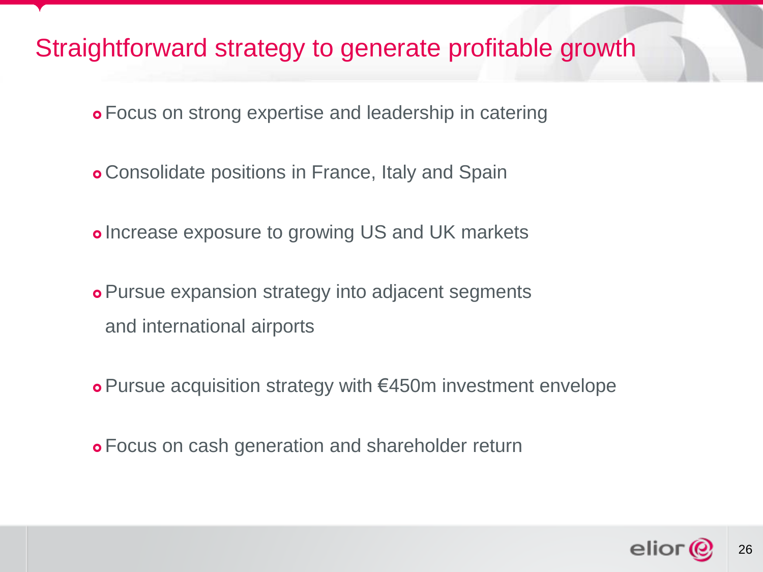# Straightforward strategy to generate profitable growth

- Focus on strong expertise and leadership in catering
- Consolidate positions in France, Italy and Spain
- Increase exposure to growing US and UK markets
- Pursue expansion strategy into adjacent segments and international airports
- Pursue acquisition strategy with €450m investment envelope
- Focus on cash generation and shareholder return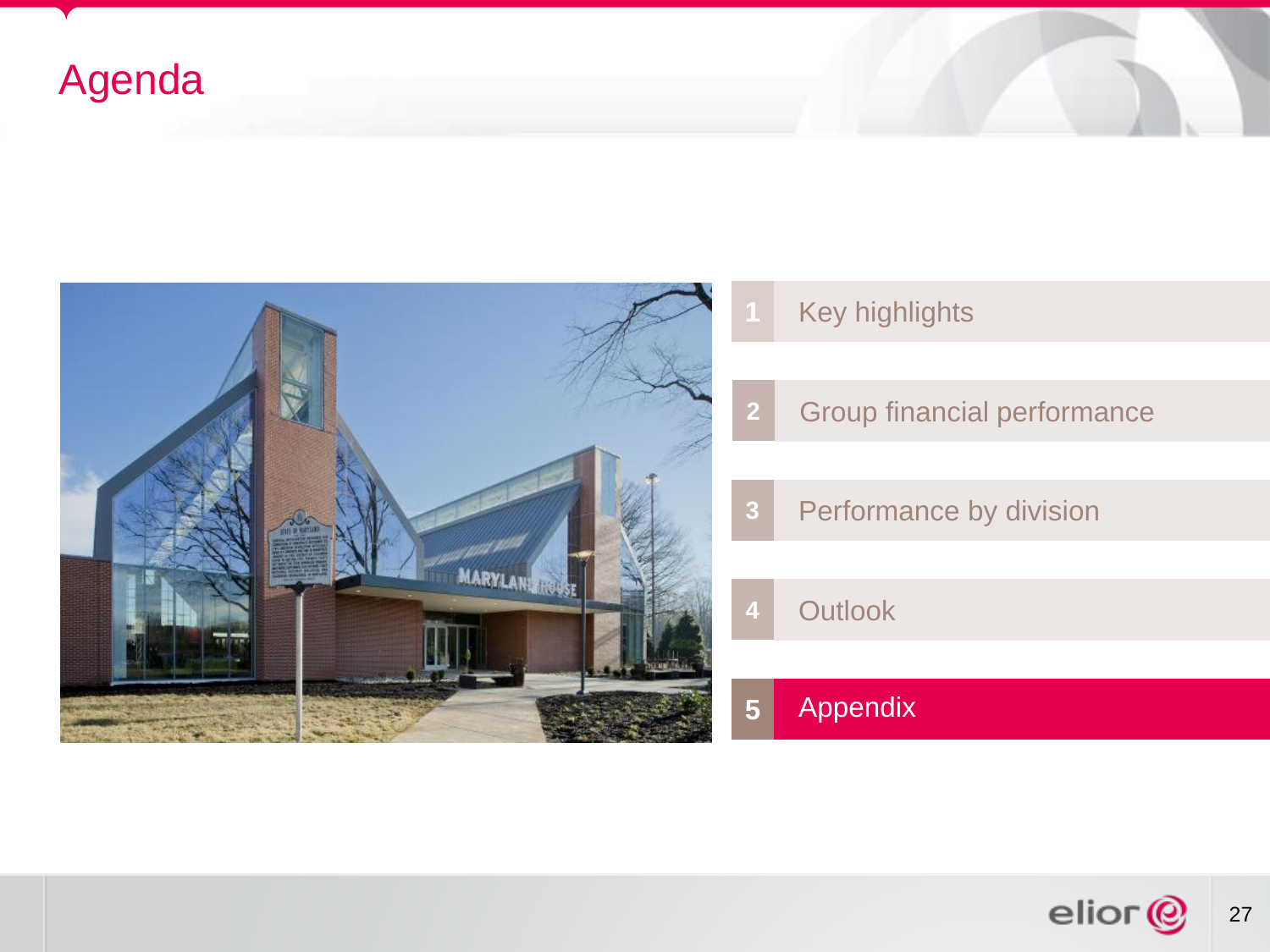# Agenda

1. Key highlights
2. Group financial performance
3. Performance by division
4. Outlook
5. **Appendix**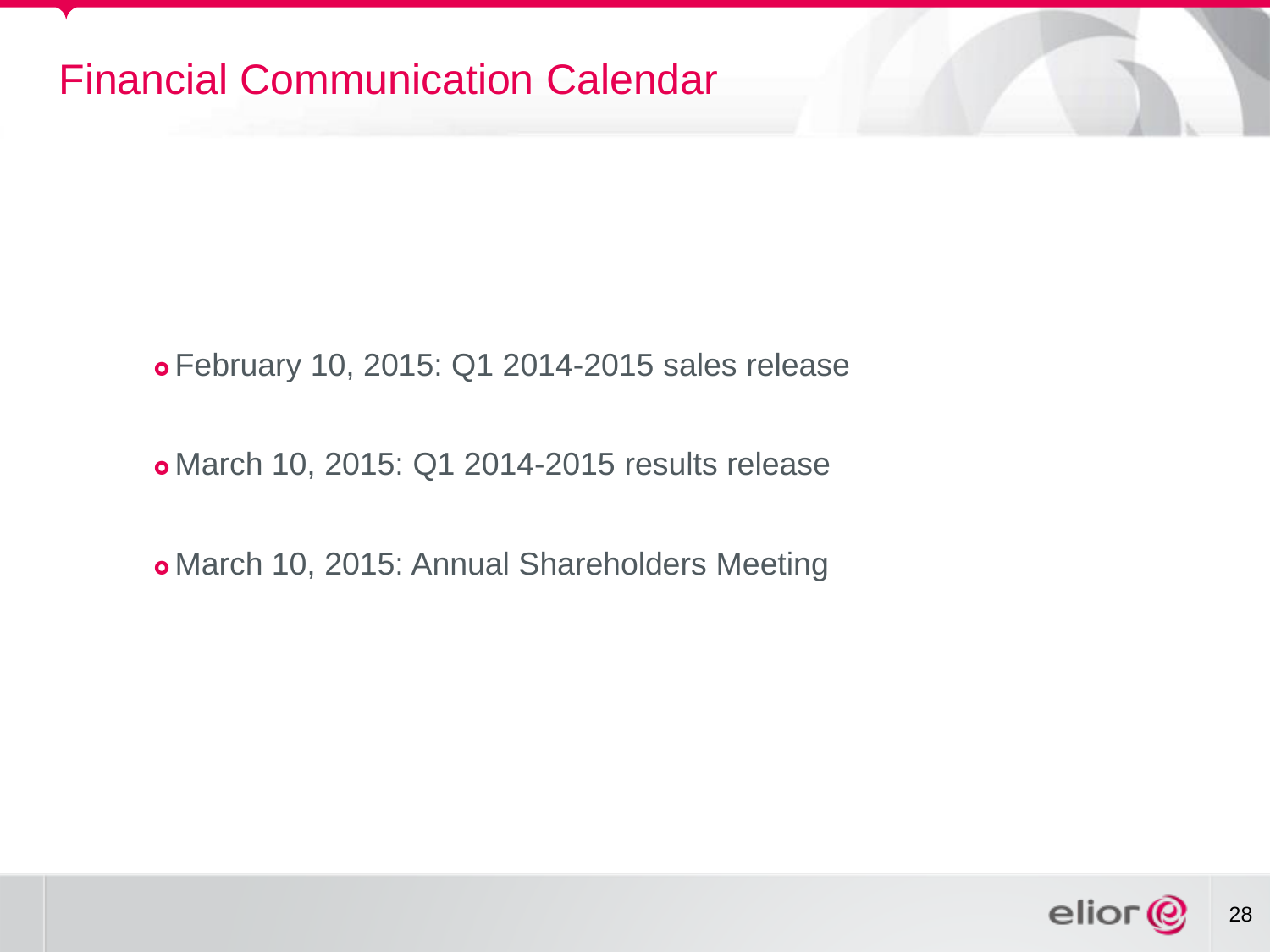# Financial Communication Calendar

- February 10, 2015: Q1 2014-2015 sales release
- March 10, 2015: Q1 2014-2015 results release
- March 10, 2015: Annual Shareholders Meeting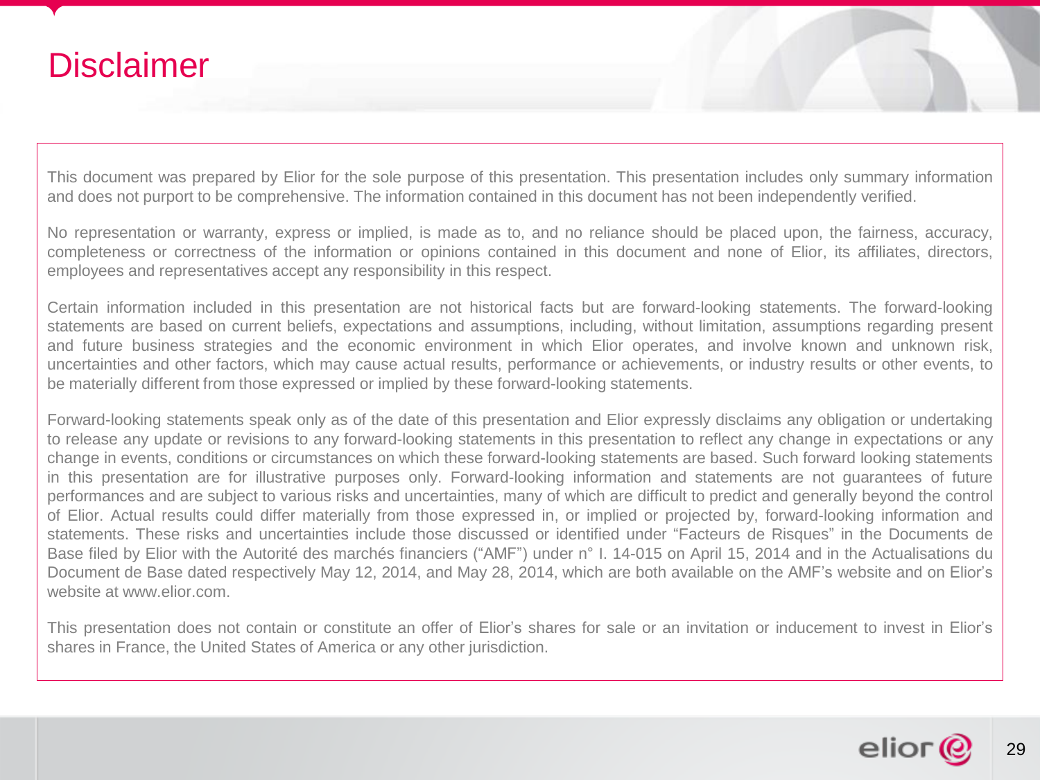# Disclaimer

This document was prepared by Elior for the sole purpose of this presentation. This presentation includes only summary information and does not purport to be comprehensive. The information contained in this document has not been independently verified.

No representation or warranty, express or implied, is made as to, and no reliance should be placed upon, the fairness, accuracy, completeness or correctness of the information or opinions contained in this document and none of Elior, its affiliates, directors, employees and representatives accept any responsibility in this respect.

Certain information included in this presentation are not historical facts but are forward-looking statements. The forward-looking statements are based on current beliefs, expectations and assumptions, including, without limitation, assumptions regarding present and future business strategies and the economic environment in which Elior operates, and involve known and unknown risk, uncertainties and other factors, which may cause actual results, performance or achievements, or industry results or other events, to be materially different from those expressed or implied by these forward-looking statements.

Forward-looking statements speak only as of the date of this presentation and Elior expressly disclaims any obligation or undertaking to release any update or revisions to any forward-looking statements in this presentation to reflect any change in expectations or any change in events, conditions or circumstances on which these forward-looking statements are based. Such forward looking statements in this presentation are for illustrative purposes only. Forward-looking information and statements are not guarantees of future performances and are subject to various risks and uncertainties, many of which are difficult to predict and generally beyond the control of Elior. Actual results could differ materially from those expressed in, or implied or projected by, forward-looking information and statements. These risks and uncertainties include those discussed or identified under “Facteurs de Risques” in the Documents de Base filed by Elior with the Autorité des marchés financiers (“AMF”) under n° I. 14-015 on April 15, 2014 and in the Actualisations du Document de Base dated respectively May 12, 2014, and May 28, 2014, which are both available on the AMF’s website and on Elior’s website at www.elior.com.

This presentation does not contain or constitute an offer of Elior’s shares for sale or an invitation or inducement to invest in Elior’s shares in France, the United States of America or any other jurisdiction.